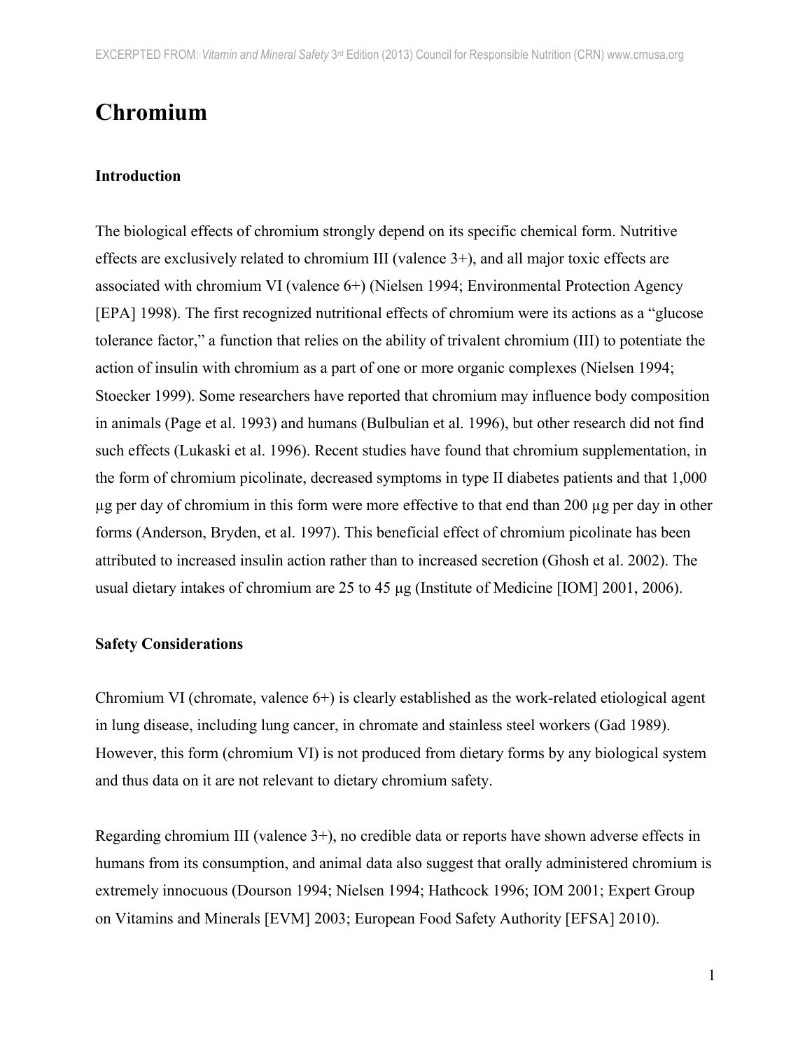# Chromium

## Introduction

The biological effects of chromium strongly depend on its specific chemical form. Nutritive effects are exclusively related to chromium III (valence 3+), and all major toxic effects are associated with chromium VI (valence 6+) (Nielsen 1994; Environmental Protection Agency [EPA] 1998). The first recognized nutritional effects of chromium were its actions as a "glucose tolerance factor," a function that relies on the ability of trivalent chromium (III) to potentiate the action of insulin with chromium as a part of one or more organic complexes (Nielsen 1994; Stoecker 1999). Some researchers have reported that chromium may influence body composition in animals (Page et al. 1993) and humans (Bulbulian et al. 1996), but other research did not find such effects (Lukaski et al. 1996). Recent studies have found that chromium supplementation, in the form of chromium picolinate, decreased symptoms in type II diabetes patients and that 1,000 µg per day of chromium in this form were more effective to that end than 200 µg per day in other forms (Anderson, Bryden, et al. 1997). This beneficial effect of chromium picolinate has been attributed to increased insulin action rather than to increased secretion (Ghosh et al. 2002). The usual dietary intakes of chromium are 25 to 45 µg (Institute of Medicine [IOM] 2001, 2006).

## Safety Considerations

Chromium VI (chromate, valence 6+) is clearly established as the work-related etiological agent in lung disease, including lung cancer, in chromate and stainless steel workers (Gad 1989). However, this form (chromium VI) is not produced from dietary forms by any biological system and thus data on it are not relevant to dietary chromium safety.

Regarding chromium III (valence 3+), no credible data or reports have shown adverse effects in humans from its consumption, and animal data also suggest that orally administered chromium is extremely innocuous (Dourson 1994; Nielsen 1994; Hathcock 1996; IOM 2001; Expert Group on Vitamins and Minerals [EVM] 2003; European Food Safety Authority [EFSA] 2010).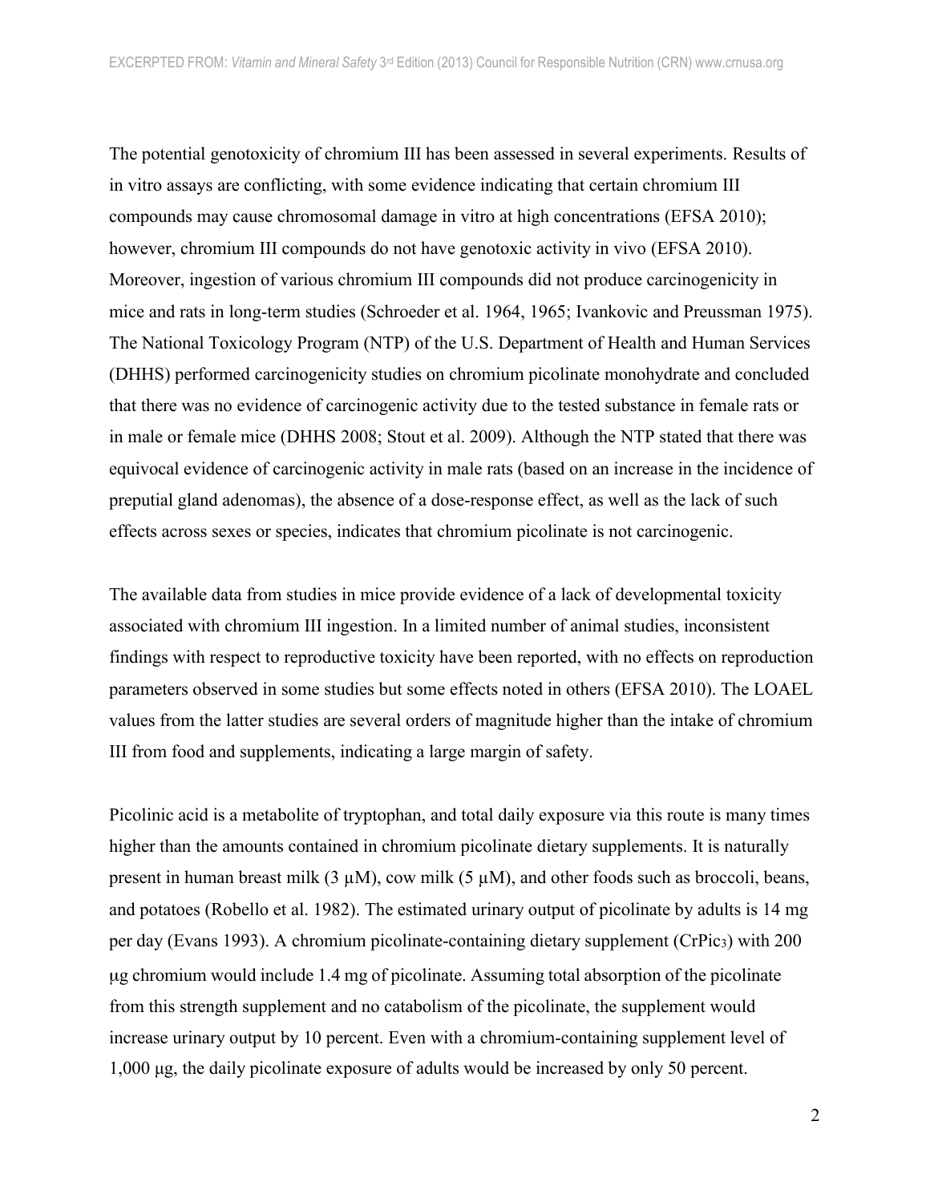The potential genotoxicity of chromium III has been assessed in several experiments. Results of in vitro assays are conflicting, with some evidence indicating that certain chromium III compounds may cause chromosomal damage in vitro at high concentrations (EFSA 2010); however, chromium III compounds do not have genotoxic activity in vivo (EFSA 2010). Moreover, ingestion of various chromium III compounds did not produce carcinogenicity in mice and rats in long-term studies (Schroeder et al. 1964, 1965; Ivankovic and Preussman 1975). The National Toxicology Program (NTP) of the U.S. Department of Health and Human Services (DHHS) performed carcinogenicity studies on chromium picolinate monohydrate and concluded that there was no evidence of carcinogenic activity due to the tested substance in female rats or in male or female mice (DHHS 2008; Stout et al. 2009). Although the NTP stated that there was equivocal evidence of carcinogenic activity in male rats (based on an increase in the incidence of preputial gland adenomas), the absence of a dose-response effect, as well as the lack of such effects across sexes or species, indicates that chromium picolinate is not carcinogenic.

The available data from studies in mice provide evidence of a lack of developmental toxicity associated with chromium III ingestion. In a limited number of animal studies, inconsistent findings with respect to reproductive toxicity have been reported, with no effects on reproduction parameters observed in some studies but some effects noted in others (EFSA 2010). The LOAEL values from the latter studies are several orders of magnitude higher than the intake of chromium III from food and supplements, indicating a large margin of safety.

Picolinic acid is a metabolite of tryptophan, and total daily exposure via this route is many times higher than the amounts contained in chromium picolinate dietary supplements. It is naturally present in human breast milk (3 µM), cow milk (5 µM), and other foods such as broccoli, beans, and potatoes (Robello et al. 1982). The estimated urinary output of picolinate by adults is 14 mg per day (Evans 1993). A chromium picolinate-containing dietary supplement ($CrPic_3$) with 200 µg chromium would include 1.4 mg of picolinate. Assuming total absorption of the picolinate from this strength supplement and no catabolism of the picolinate, the supplement would increase urinary output by 10 percent. Even with a chromium-containing supplement level of 1,000 µg, the daily picolinate exposure of adults would be increased by only 50 percent.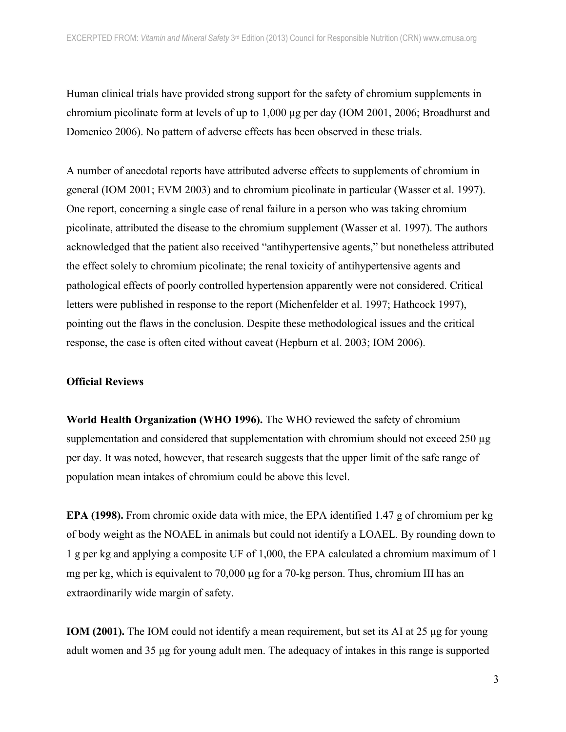Human clinical trials have provided strong support for the safety of chromium supplements in chromium picolinate form at levels of up to 1,000 μg per day (IOM 2001, 2006; Broadhurst and Domenico 2006). No pattern of adverse effects has been observed in these trials.

A number of anecdotal reports have attributed adverse effects to supplements of chromium in general (IOM 2001; EVM 2003) and to chromium picolinate in particular (Wasser et al. 1997). One report, concerning a single case of renal failure in a person who was taking chromium picolinate, attributed the disease to the chromium supplement (Wasser et al. 1997). The authors acknowledged that the patient also received "antihypertensive agents," but nonetheless attributed the effect solely to chromium picolinate; the renal toxicity of antihypertensive agents and pathological effects of poorly controlled hypertension apparently were not considered. Critical letters were published in response to the report (Michenfelder et al. 1997; Hathcock 1997), pointing out the flaws in the conclusion. Despite these methodological issues and the critical response, the case is often cited without caveat (Hepburn et al. 2003; IOM 2006).

## Official Reviews

**World Health Organization (WHO 1996).** The WHO reviewed the safety of chromium supplementation and considered that supplementation with chromium should not exceed 250 μg per day. It was noted, however, that research suggests that the upper limit of the safe range of population mean intakes of chromium could be above this level.

**EPA (1998).** From chromic oxide data with mice, the EPA identified 1.47 g of chromium per kg of body weight as the NOAEL in animals but could not identify a LOAEL. By rounding down to 1 g per kg and applying a composite UF of 1,000, the EPA calculated a chromium maximum of 1 mg per kg, which is equivalent to 70,000 μg for a 70-kg person. Thus, chromium III has an extraordinarily wide margin of safety.

**IOM (2001).** The IOM could not identify a mean requirement, but set its AI at 25 μg for young adult women and 35 μg for young adult men. The adequacy of intakes in this range is supported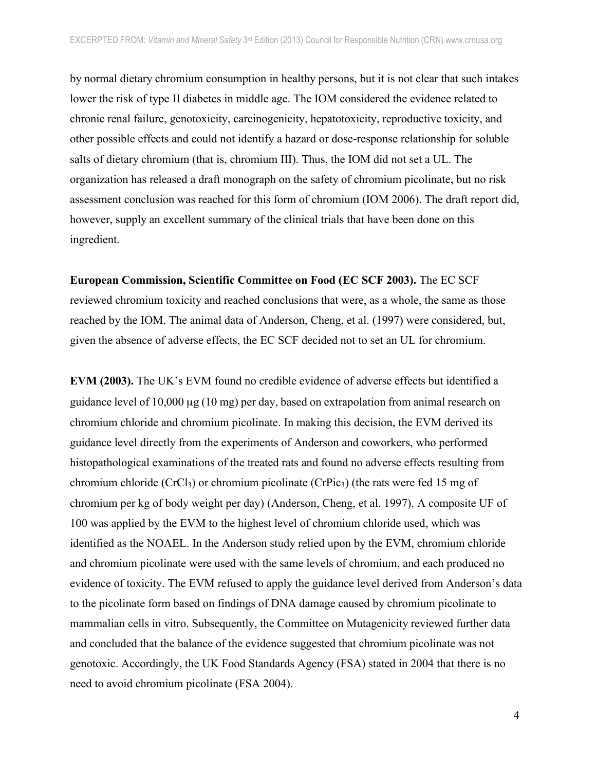by normal dietary chromium consumption in healthy persons, but it is not clear that such intakes lower the risk of type II diabetes in middle age. The IOM considered the evidence related to chronic renal failure, genotoxicity, carcinogenicity, hepatotoxicity, reproductive toxicity, and other possible effects and could not identify a hazard or dose-response relationship for soluble salts of dietary chromium (that is, chromium III). Thus, the IOM did not set a UL. The organization has released a draft monograph on the safety of chromium picolinate, but no risk assessment conclusion was reached for this form of chromium (IOM 2006). The draft report did, however, supply an excellent summary of the clinical trials that have been done on this ingredient.

**European Commission, Scientific Committee on Food (EC SCF 2003).** The EC SCF reviewed chromium toxicity and reached conclusions that were, as a whole, the same as those reached by the IOM. The animal data of Anderson, Cheng, et al. (1997) were considered, but, given the absence of adverse effects, the EC SCF decided not to set an UL for chromium.

**EVM (2003).** The UK's EVM found no credible evidence of adverse effects but identified a guidance level of 10,000 μg (10 mg) per day, based on extrapolation from animal research on chromium chloride and chromium picolinate. In making this decision, the EVM derived its guidance level directly from the experiments of Anderson and coworkers, who performed histopathological examinations of the treated rats and found no adverse effects resulting from chromium chloride ($CrCl_3$) or chromium picolinate ($CrPic_3$) (the rats were fed 15 mg of chromium per kg of body weight per day) (Anderson, Cheng, et al. 1997). A composite UF of 100 was applied by the EVM to the highest level of chromium chloride used, which was identified as the NOAEL. In the Anderson study relied upon by the EVM, chromium chloride and chromium picolinate were used with the same levels of chromium, and each produced no evidence of toxicity. The EVM refused to apply the guidance level derived from Anderson's data to the picolinate form based on findings of DNA damage caused by chromium picolinate to mammalian cells in vitro. Subsequently, the Committee on Mutagenicity reviewed further data and concluded that the balance of the evidence suggested that chromium picolinate was not genotoxic. Accordingly, the UK Food Standards Agency (FSA) stated in 2004 that there is no need to avoid chromium picolinate (FSA 2004).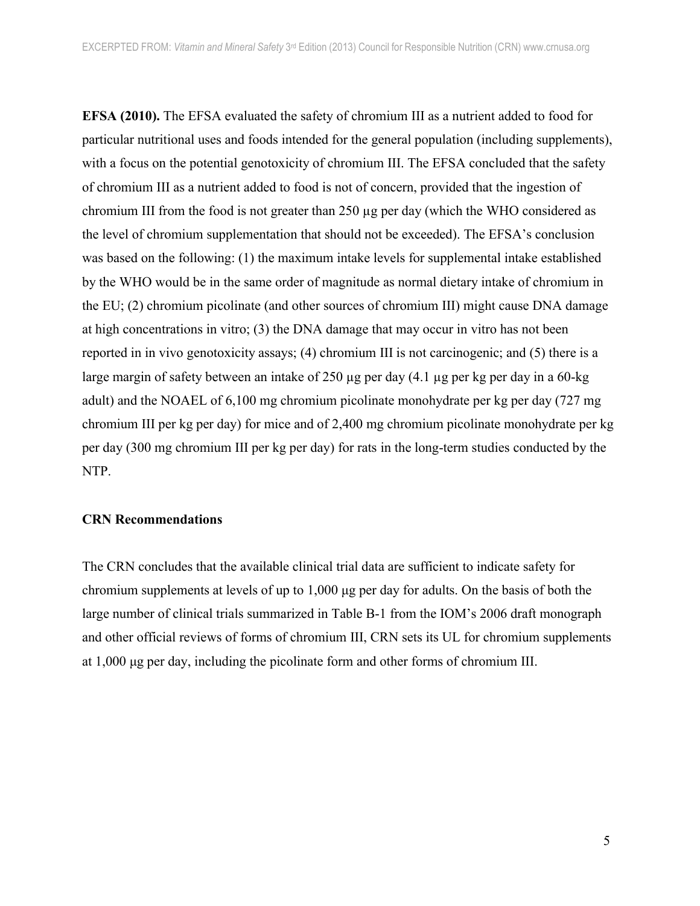**EFSA (2010).** The EFSA evaluated the safety of chromium III as a nutrient added to food for particular nutritional uses and foods intended for the general population (including supplements), with a focus on the potential genotoxicity of chromium III. The EFSA concluded that the safety of chromium III as a nutrient added to food is not of concern, provided that the ingestion of chromium III from the food is not greater than 250 μg per day (which the WHO considered as the level of chromium supplementation that should not be exceeded). The EFSA's conclusion was based on the following: (1) the maximum intake levels for supplemental intake established by the WHO would be in the same order of magnitude as normal dietary intake of chromium in the EU; (2) chromium picolinate (and other sources of chromium III) might cause DNA damage at high concentrations in vitro; (3) the DNA damage that may occur in vitro has not been reported in in vivo genotoxicity assays; (4) chromium III is not carcinogenic; and (5) there is a large margin of safety between an intake of 250 μg per day (4.1 μg per kg per day in a 60-kg adult) and the NOAEL of 6,100 mg chromium picolinate monohydrate per kg per day (727 mg chromium III per kg per day) for mice and of 2,400 mg chromium picolinate monohydrate per kg per day (300 mg chromium III per kg per day) for rats in the long-term studies conducted by the NTP.

**CRN Recommendations**

The CRN concludes that the available clinical trial data are sufficient to indicate safety for chromium supplements at levels of up to 1,000 μg per day for adults. On the basis of both the large number of clinical trials summarized in Table B-1 from the IOM's 2006 draft monograph and other official reviews of forms of chromium III, CRN sets its UL for chromium supplements at 1,000 μg per day, including the picolinate form and other forms of chromium III.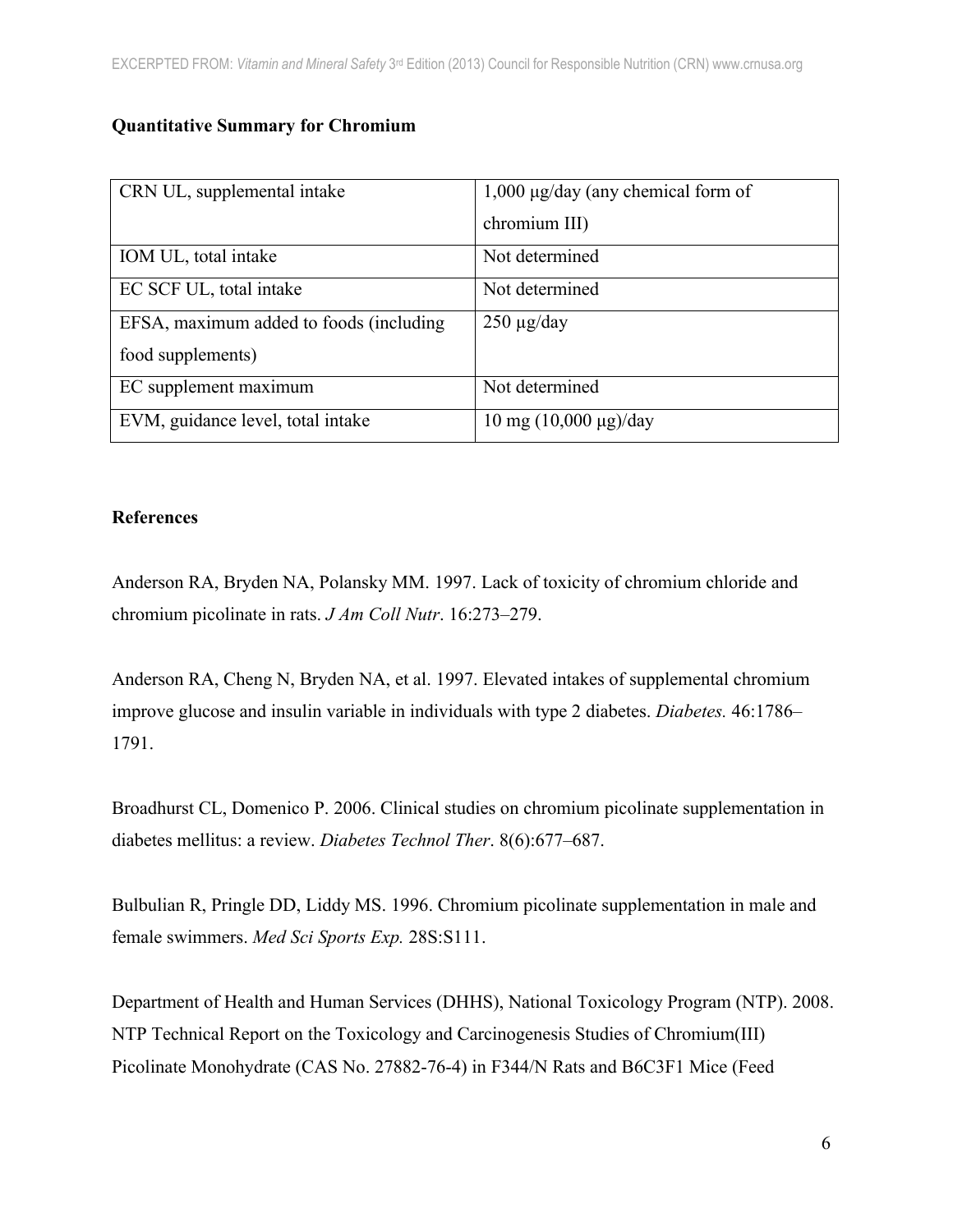**Quantitative Summary for Chromium**

| | |
|---|---|
| CRN UL, supplemental intake | 1,000 μg/day (any chemical form of chromium III) |
| IOM UL, total intake | Not determined |
| EC SCF UL, total intake | Not determined |
| EFSA, maximum added to foods (including food supplements) | 250 μg/day |
| EC supplement maximum | Not determined |
| EVM, guidance level, total intake | 10 mg (10,000 μg)/day |

**References**

Anderson RA, Bryden NA, Polansky MM. 1997. Lack of toxicity of chromium chloride and chromium picolinate in rats. *J Am Coll Nutr*. 16:273–279.

Anderson RA, Cheng N, Bryden NA, et al. 1997. Elevated intakes of supplemental chromium improve glucose and insulin variable in individuals with type 2 diabetes. *Diabetes.* 46:1786–1791.

Broadhurst CL, Domenico P. 2006. Clinical studies on chromium picolinate supplementation in diabetes mellitus: a review. *Diabetes Technol Ther*. 8(6):677–687.

Bulbulian R, Pringle DD, Liddy MS. 1996. Chromium picolinate supplementation in male and female swimmers. *Med Sci Sports Exp.* 28S:S111.

Department of Health and Human Services (DHHS), National Toxicology Program (NTP). 2008. NTP Technical Report on the Toxicology and Carcinogenesis Studies of Chromium(III) Picolinate Monohydrate (CAS No. 27882-76-4) in F344/N Rats and B6C3F1 Mice (Feed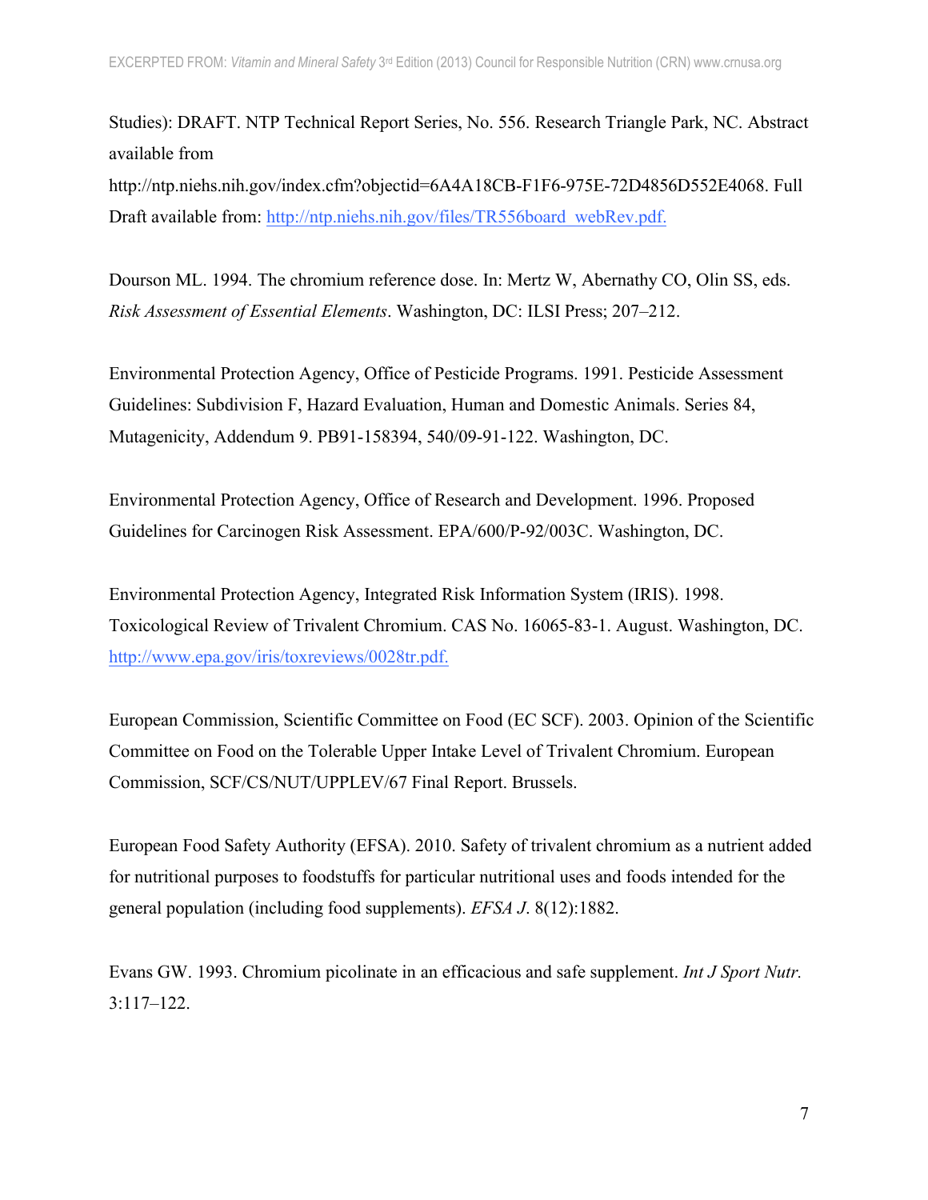Studies): DRAFT. NTP Technical Report Series, No. 556. Research Triangle Park, NC. Abstract available from http://ntp.niehs.nih.gov/index.cfm?objectid=6A4A18CB-F1F6-975E-72D4856D552E4068. Full Draft available from: http://ntp.niehs.nih.gov/files/TR556board_webRev.pdf.

Dourson ML. 1994. The chromium reference dose. In: Mertz W, Abernathy CO, Olin SS, eds. *Risk Assessment of Essential Elements*. Washington, DC: ILSI Press; 207–212.

Environmental Protection Agency, Office of Pesticide Programs. 1991. Pesticide Assessment Guidelines: Subdivision F, Hazard Evaluation, Human and Domestic Animals. Series 84, Mutagenicity, Addendum 9. PB91-158394, 540/09-91-122. Washington, DC.

Environmental Protection Agency, Office of Research and Development. 1996. Proposed Guidelines for Carcinogen Risk Assessment. EPA/600/P-92/003C. Washington, DC.

Environmental Protection Agency, Integrated Risk Information System (IRIS). 1998. Toxicological Review of Trivalent Chromium. CAS No. 16065-83-1. August. Washington, DC. http://www.epa.gov/iris/toxreviews/0028tr.pdf.

European Commission, Scientific Committee on Food (EC SCF). 2003. Opinion of the Scientific Committee on Food on the Tolerable Upper Intake Level of Trivalent Chromium. European Commission, SCF/CS/NUT/UPPLEV/67 Final Report. Brussels.

European Food Safety Authority (EFSA). 2010. Safety of trivalent chromium as a nutrient added for nutritional purposes to foodstuffs for particular nutritional uses and foods intended for the general population (including food supplements). *EFSA J*. 8(12):1882.

Evans GW. 1993. Chromium picolinate in an efficacious and safe supplement. *Int J Sport Nutr.* 3:117–122.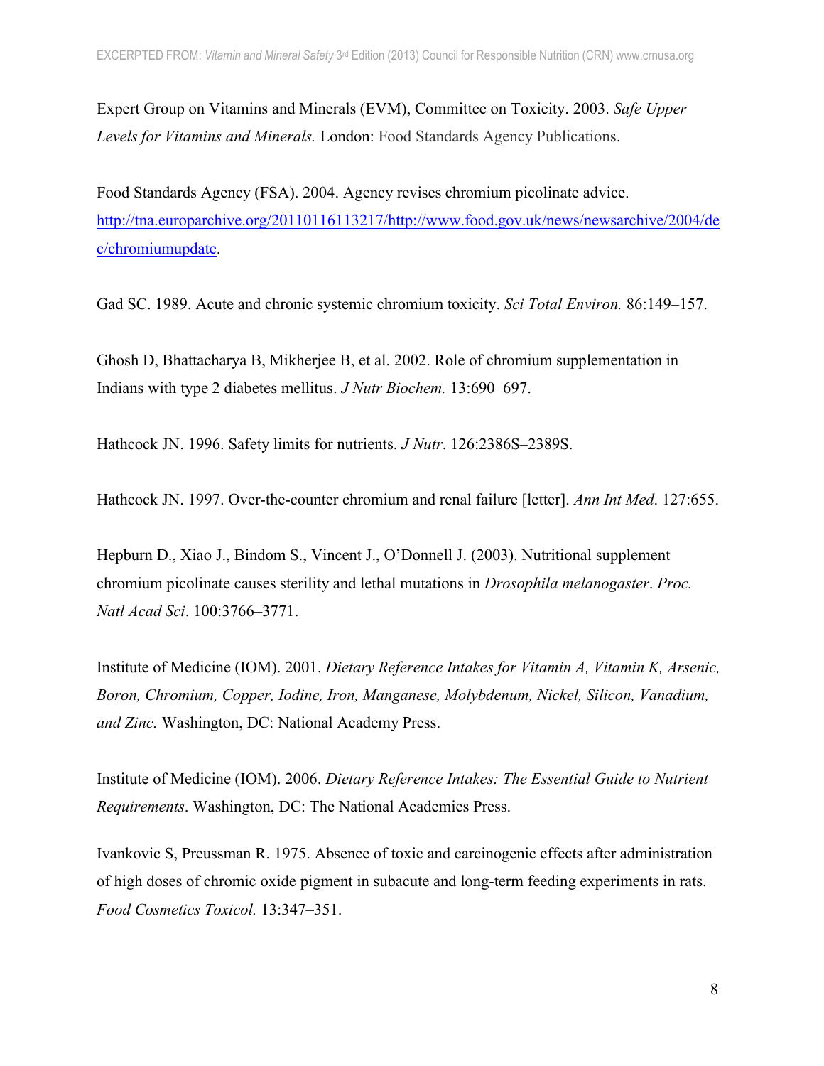Expert Group on Vitamins and Minerals (EVM), Committee on Toxicity. 2003. *Safe Upper Levels for Vitamins and Minerals.* London: Food Standards Agency Publications.

Food Standards Agency (FSA). 2004. Agency revises chromium picolinate advice. http://tna.europarchive.org/20110116113217/http://www.food.gov.uk/news/newsarchive/2004/dec/chromiumupdate.

Gad SC. 1989. Acute and chronic systemic chromium toxicity. *Sci Total Environ.* 86:149–157.

Ghosh D, Bhattacharya B, Mikherjee B, et al. 2002. Role of chromium supplementation in Indians with type 2 diabetes mellitus. *J Nutr Biochem.* 13:690–697.

Hathcock JN. 1996. Safety limits for nutrients. *J Nutr*. 126:2386S–2389S.

Hathcock JN. 1997. Over-the-counter chromium and renal failure [letter]. *Ann Int Med*. 127:655.

Hepburn D., Xiao J., Bindom S., Vincent J., O'Donnell J. (2003). Nutritional supplement chromium picolinate causes sterility and lethal mutations in *Drosophila melanogaster*. *Proc. Natl Acad Sci*. 100:3766–3771.

Institute of Medicine (IOM). 2001. *Dietary Reference Intakes for Vitamin A, Vitamin K, Arsenic, Boron, Chromium, Copper, Iodine, Iron, Manganese, Molybdenum, Nickel, Silicon, Vanadium, and Zinc.* Washington, DC: National Academy Press.

Institute of Medicine (IOM). 2006. *Dietary Reference Intakes: The Essential Guide to Nutrient Requirements*. Washington, DC: The National Academies Press.

Ivankovic S, Preussman R. 1975. Absence of toxic and carcinogenic effects after administration of high doses of chromic oxide pigment in subacute and long-term feeding experiments in rats. *Food Cosmetics Toxicol.* 13:347–351.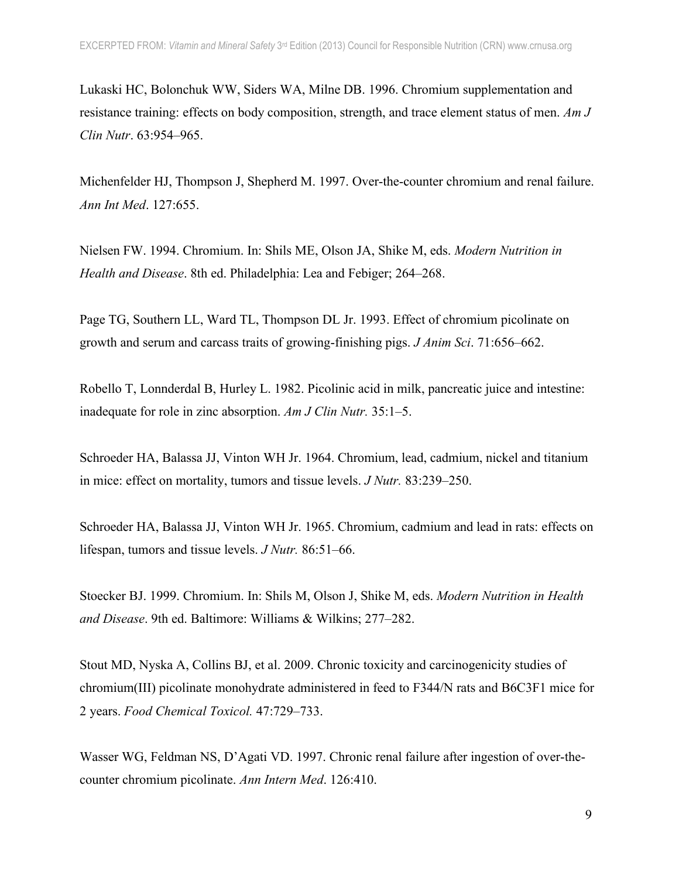Lukaski HC, Bolonchuk WW, Siders WA, Milne DB. 1996. Chromium supplementation and resistance training: effects on body composition, strength, and trace element status of men. *Am J Clin Nutr*. 63:954–965.

Michenfelder HJ, Thompson J, Shepherd M. 1997. Over-the-counter chromium and renal failure. *Ann Int Med*. 127:655.

Nielsen FW. 1994. Chromium. In: Shils ME, Olson JA, Shike M, eds. *Modern Nutrition in Health and Disease*. 8th ed. Philadelphia: Lea and Febiger; 264–268.

Page TG, Southern LL, Ward TL, Thompson DL Jr. 1993. Effect of chromium picolinate on growth and serum and carcass traits of growing-finishing pigs. *J Anim Sci*. 71:656–662.

Robello T, Lonnderdal B, Hurley L. 1982. Picolinic acid in milk, pancreatic juice and intestine: inadequate for role in zinc absorption. *Am J Clin Nutr.* 35:1–5.

Schroeder HA, Balassa JJ, Vinton WH Jr. 1964. Chromium, lead, cadmium, nickel and titanium in mice: effect on mortality, tumors and tissue levels. *J Nutr.* 83:239–250.

Schroeder HA, Balassa JJ, Vinton WH Jr. 1965. Chromium, cadmium and lead in rats: effects on lifespan, tumors and tissue levels. *J Nutr.* 86:51–66.

Stoecker BJ. 1999. Chromium. In: Shils M, Olson J, Shike M, eds. *Modern Nutrition in Health and Disease*. 9th ed. Baltimore: Williams & Wilkins; 277–282.

Stout MD, Nyska A, Collins BJ, et al. 2009. Chronic toxicity and carcinogenicity studies of chromium(III) picolinate monohydrate administered in feed to F344/N rats and B6C3F1 mice for 2 years. *Food Chemical Toxicol.* 47:729–733.

Wasser WG, Feldman NS, D'Agati VD. 1997. Chronic renal failure after ingestion of over-the-counter chromium picolinate. *Ann Intern Med*. 126:410.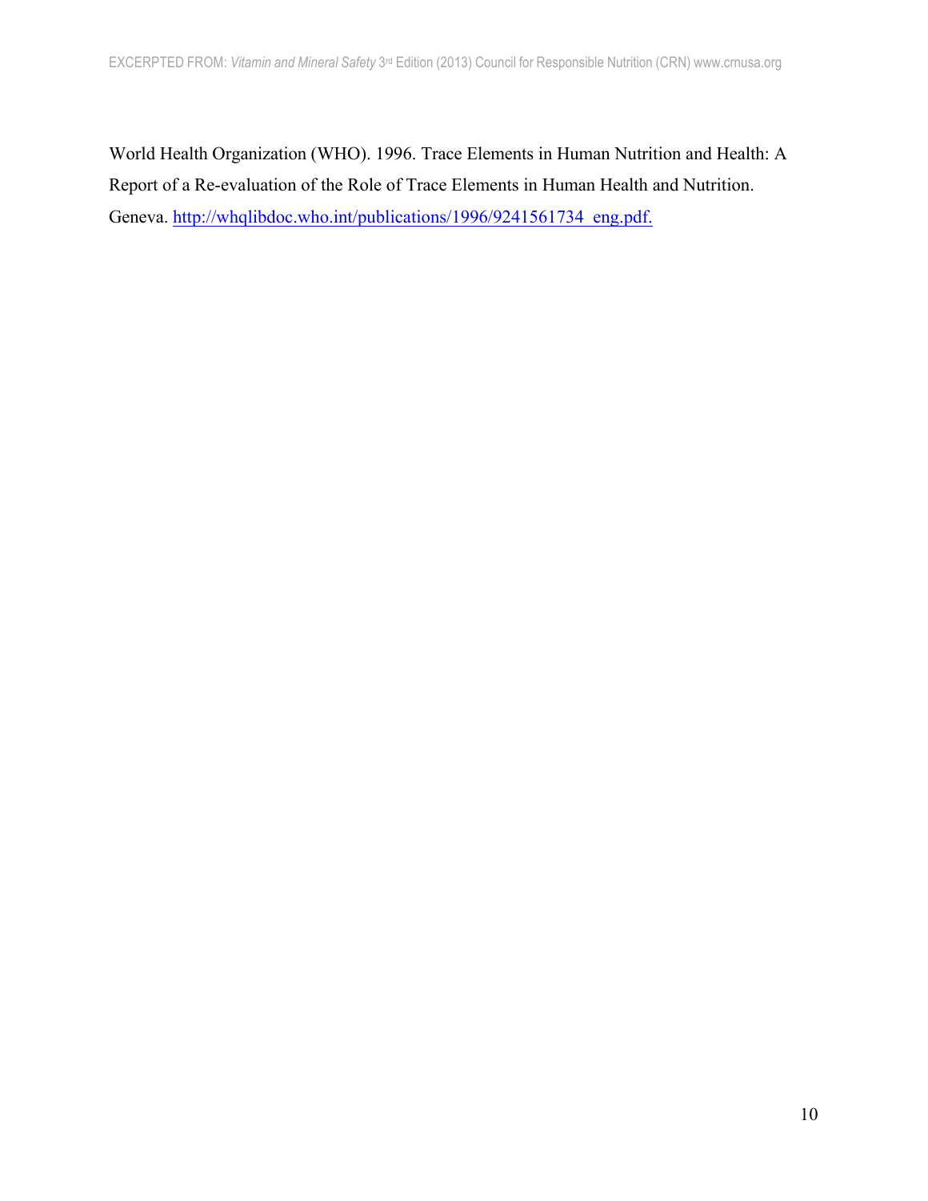World Health Organization (WHO). 1996. Trace Elements in Human Nutrition and Health: A Report of a Re-evaluation of the Role of Trace Elements in Human Health and Nutrition. Geneva. http://whqlibdoc.who.int/publications/1996/9241561734_eng.pdf.